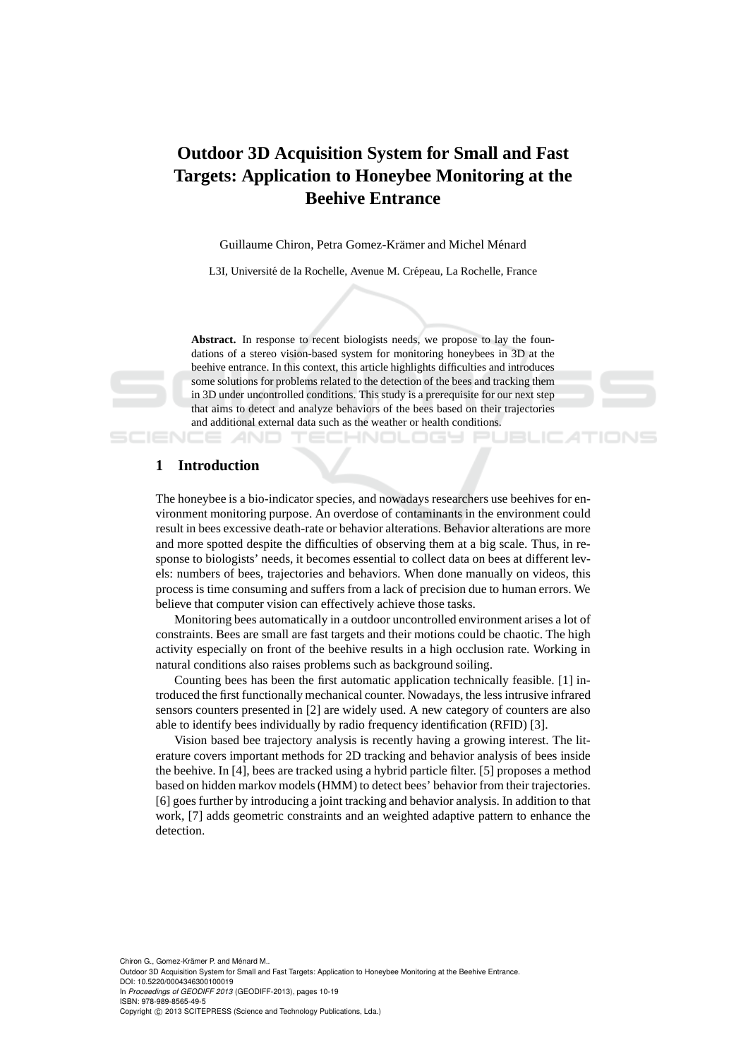# Outdoor 3D Acquisition System for Small and Fast Targets: Application to Honeybee Monitoring at the Beehive Entrance

Guillaume Chiron, Petra Gomez-Krämer and Michel Ménard

L3I, Université de la Rochelle, Avenue M. Crépeau, La Rochelle, France

**Abstract.** In response to recent biologists needs, we propose to lay the foundations of a stereo vision-based system for monitoring honeybees in 3D at the beehive entrance. In this context, this article highlights difficulties and introduces some solutions for problems related to the detection of the bees and tracking them in 3D under uncontrolled conditions. This study is a prerequisite for our next step that aims to detect and analyze behaviors of the bees based on their trajectories and additional external data such as the weather or health conditions.

## 1 Introduction

The honeybee is a bio-indicator species, and nowadays researchers use beehives for environment monitoring purpose. An overdose of contaminants in the environment could result in bees excessive death-rate or behavior alterations. Behavior alterations are more and more spotted despite the difficulties of observing them at a big scale. Thus, in response to biologists' needs, it becomes essential to collect data on bees at different levels: numbers of bees, trajectories and behaviors. When done manually on videos, this process is time consuming and suffers from a lack of precision due to human errors. We believe that computer vision can effectively achieve those tasks.

Monitoring bees automatically in a outdoor uncontrolled environment arises a lot of constraints. Bees are small are fast targets and their motions could be chaotic. The high activity especially on front of the beehive results in a high occlusion rate. Working in natural conditions also raises problems such as background soiling.

Counting bees has been the first automatic application technically feasible. [1] introduced the first functionally mechanical counter. Nowadays, the less intrusive infrared sensors counters presented in [2] are widely used. A new category of counters are also able to identify bees individually by radio frequency identification (RFID) [3].

Vision based bee trajectory analysis is recently having a growing interest. The literature covers important methods for 2D tracking and behavior analysis of bees inside the beehive. In [4], bees are tracked using a hybrid particle filter. [5] proposes a method based on hidden markov models (HMM) to detect bees' behavior from their trajectories. [6] goes further by introducing a joint tracking and behavior analysis. In addition to that work, [7] adds geometric constraints and an weighted adaptive pattern to enhance the detection.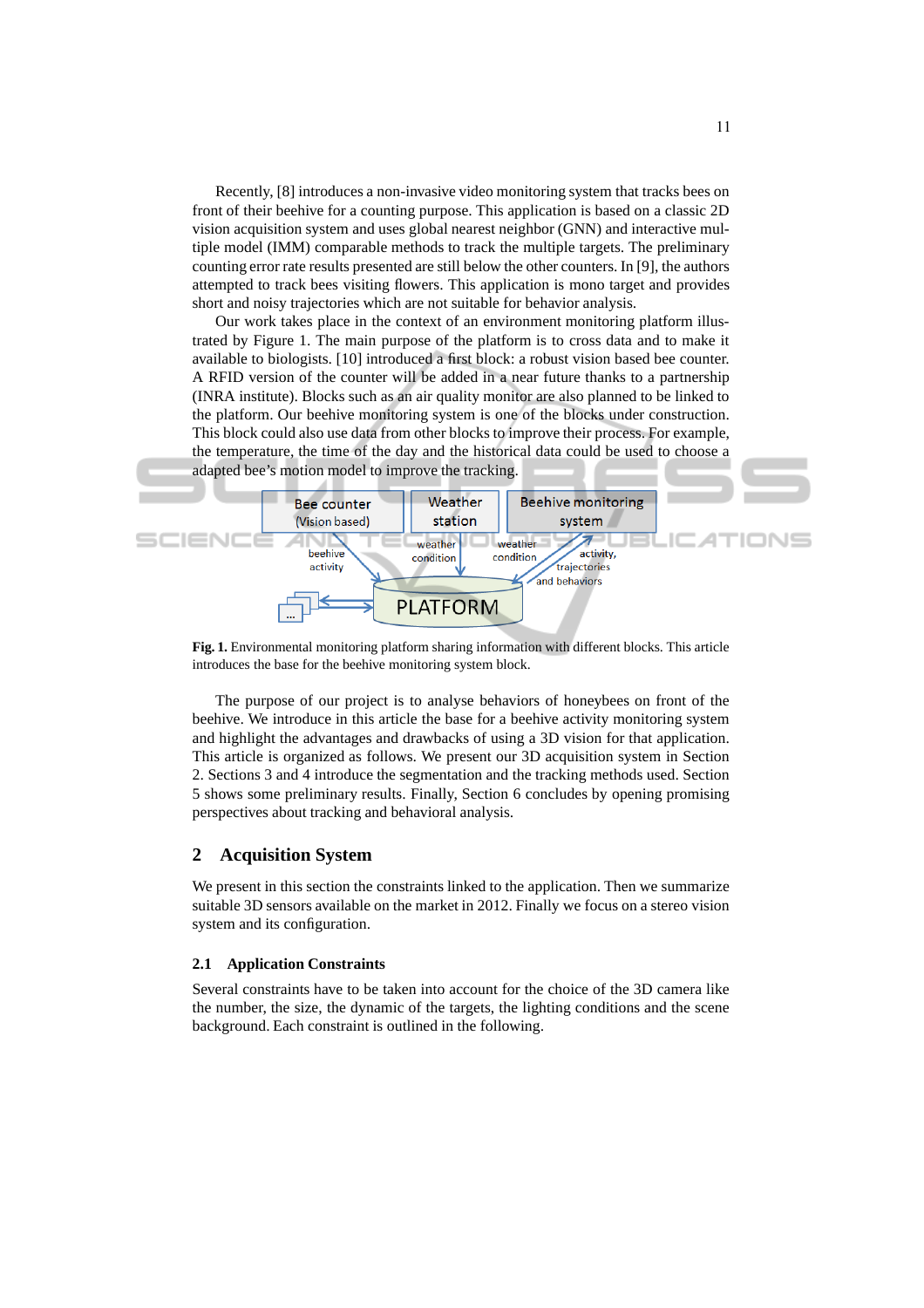Recently, [8] introduces a non-invasive video monitoring system that tracks bees on front of their beehive for a counting purpose. This application is based on a classic 2D vision acquisition system and uses global nearest neighbor (GNN) and interactive multiple model (IMM) comparable methods to track the multiple targets. The preliminary counting error rate results presented are still below the other counters. In [9], the authors attempted to track bees visiting flowers. This application is mono target and provides short and noisy trajectories which are not suitable for behavior analysis.

Our work takes place in the context of an environment monitoring platform illustrated by Figure 1. The main purpose of the platform is to cross data and to make it available to biologists. [10] introduced a first block: a robust vision based bee counter. A RFID version of the counter will be added in a near future thanks to a partnership (INRA institute). Blocks such as an air quality monitor are also planned to be linked to the platform. Our beehive monitoring system is one of the blocks under construction. This block could also use data from other blocks to improve their process. For example, the temperature, the time of the day and the historical data could be used to choose a adapted bee's motion model to improve the tracking.

**Fig. 1.** Environmental monitoring platform sharing information with different blocks. This article introduces the base for the beehive monitoring system block.

The purpose of our project is to analyse behaviors of honeybees on front of the beehive. We introduce in this article the base for a beehive activity monitoring system and highlight the advantages and drawbacks of using a 3D vision for that application. This article is organized as follows. We present our 3D acquisition system in Section 2. Sections 3 and 4 introduce the segmentation and the tracking methods used. Section 5 shows some preliminary results. Finally, Section 6 concludes by opening promising perspectives about tracking and behavioral analysis.

## 2 Acquisition System

We present in this section the constraints linked to the application. Then we summarize suitable 3D sensors available on the market in 2012. Finally we focus on a stereo vision system and its configuration.

### 2.1 Application Constraints

Several constraints have to be taken into account for the choice of the 3D camera like the number, the size, the dynamic of the targets, the lighting conditions and the scene background. Each constraint is outlined in the following.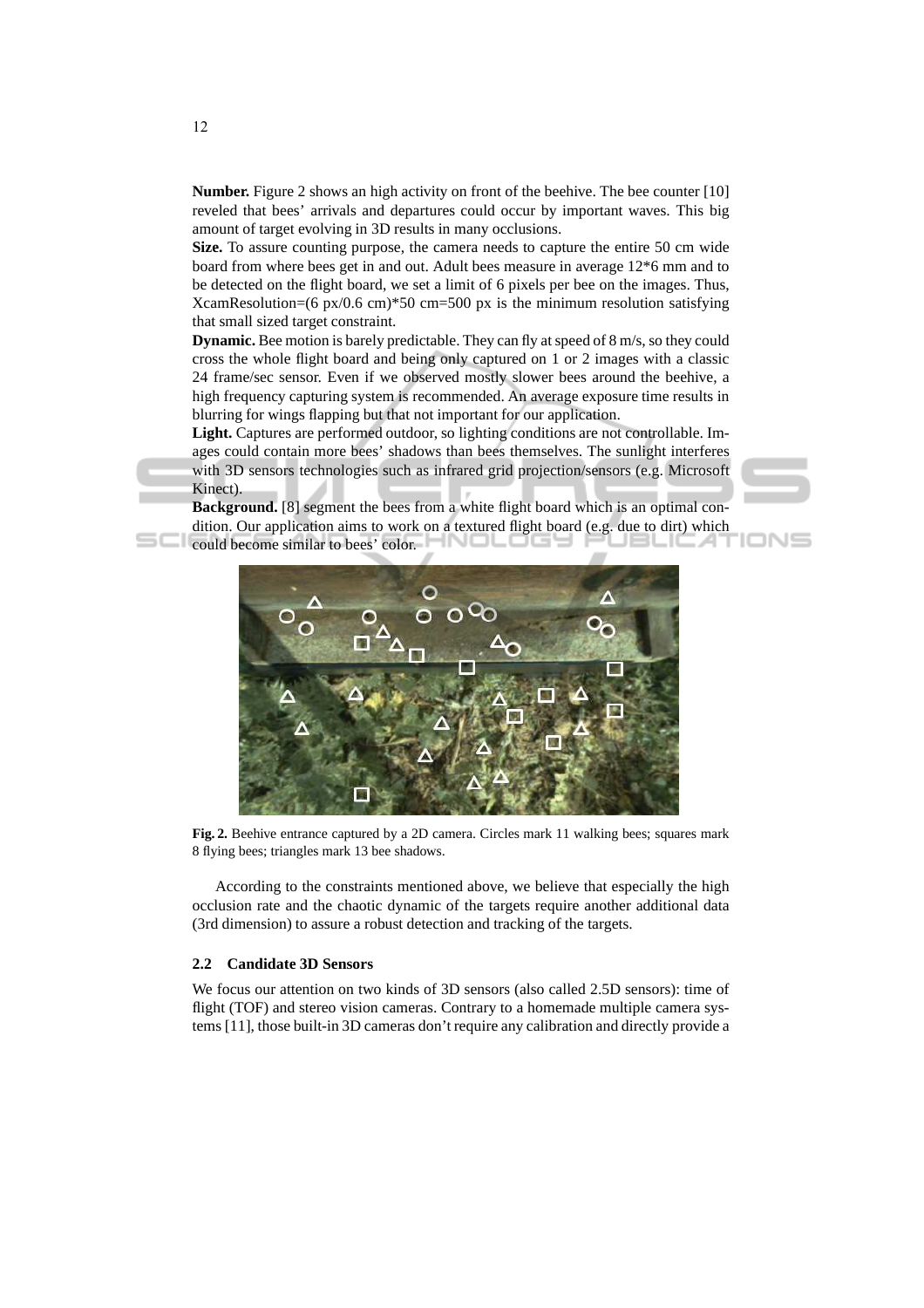**Number.** Figure 2 shows an high activity on front of the beehive. The bee counter [10] reveled that bees' arrivals and departures could occur by important waves. This big amount of target evolving in 3D results in many occlusions.

**Size.** To assure counting purpose, the camera needs to capture the entire 50 cm wide board from where bees get in and out. Adult bees measure in average 12*6 mm and to be detected on the flight board, we set a limit of 6 pixels per bee on the images. Thus, XcamResolution=(6 px/0.6 cm)*50 cm=500 px is the minimum resolution satisfying that small sized target constraint.

**Dynamic.** Bee motion is barely predictable. They can fly at speed of 8 m/s, so they could cross the whole flight board and being only captured on 1 or 2 images with a classic 24 frame/sec sensor. Even if we observed mostly slower bees around the beehive, a high frequency capturing system is recommended. An average exposure time results in blurring for wings flapping but that not important for our application.

**Light.** Captures are performed outdoor, so lighting conditions are not controllable. Images could contain more bees' shadows than bees themselves. The sunlight interferes with 3D sensors technologies such as infrared grid projection/sensors (e.g. Microsoft Kinect).

**Background.** [8] segment the bees from a white flight board which is an optimal condition. Our application aims to work on a textured flight board (e.g. due to dirt) which could become similar to bees' color.

**Fig. 2.** Beehive entrance captured by a 2D camera. Circles mark 11 walking bees; squares mark 8 flying bees; triangles mark 13 bee shadows.

According to the constraints mentioned above, we believe that especially the high occlusion rate and the chaotic dynamic of the targets require another additional data (3rd dimension) to assure a robust detection and tracking of the targets.

### 2.2 Candidate 3D Sensors

We focus our attention on two kinds of 3D sensors (also called 2.5D sensors): time of flight (TOF) and stereo vision cameras. Contrary to a homemade multiple camera systems [11], those built-in 3D cameras don't require any calibration and directly provide a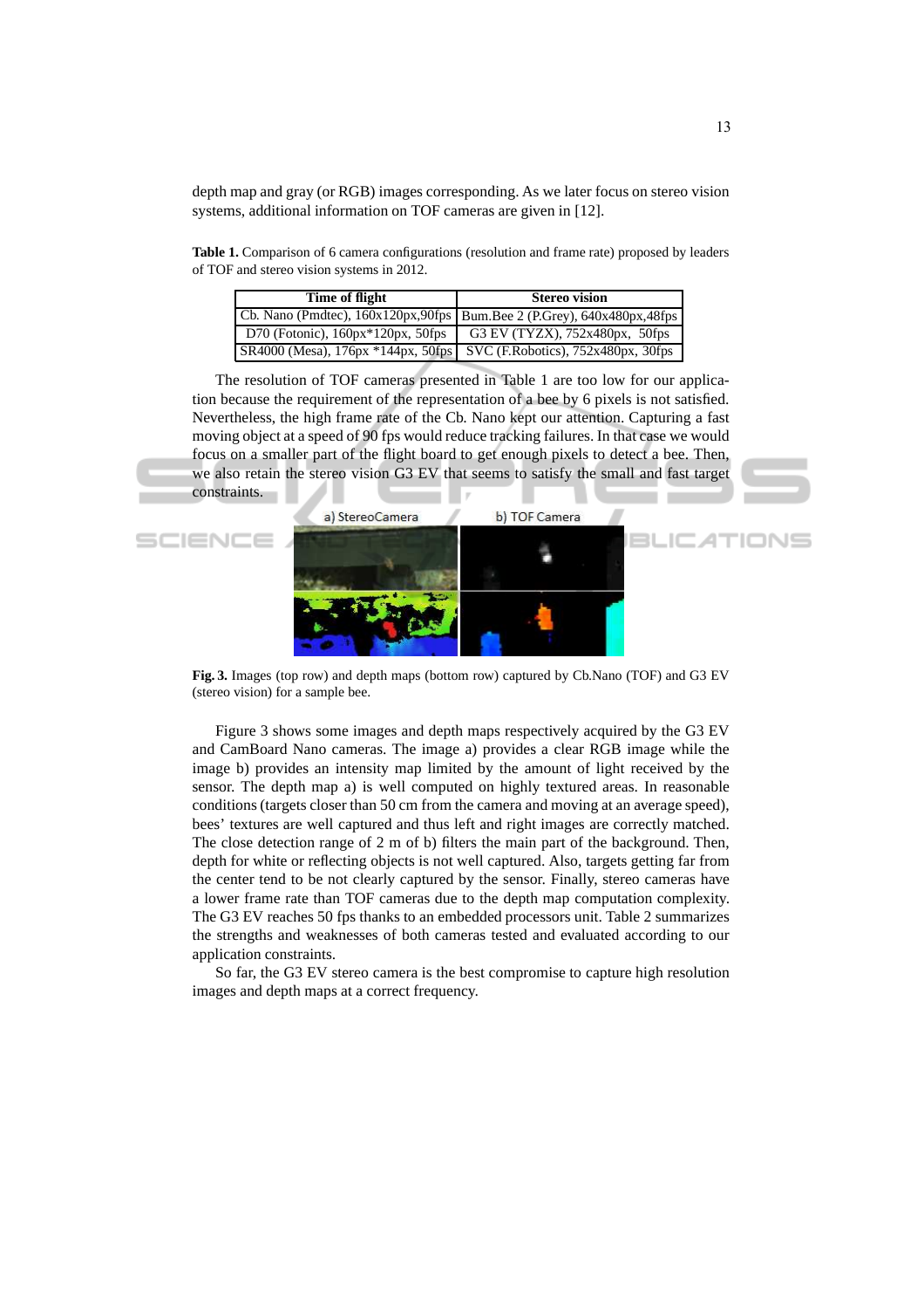depth map and gray (or RGB) images corresponding. As we later focus on stereo vision systems, additional information on TOF cameras are given in [12].

**Table 1.** Comparison of 6 camera configurations (resolution and frame rate) proposed by leaders of TOF and stereo vision systems in 2012.

| Time of flight | Stereo vision |
|---|---|
| Cb. Nano (Pmdtec), 160x120px,90fps | Bum.Bee 2 (P.Grey), 640x480px,48fps |
| D70 (Fotonic), 160px*120px, 50fps | G3 EV (TYZX), 752x480px, 50fps |
| SR4000 (Mesa), 176px *144px, 50fps | SVC (F.Robotics), 752x480px, 30fps |

The resolution of TOF cameras presented in Table 1 are too low for our application because the requirement of the representation of a bee by 6 pixels is not satisfied. Nevertheless, the high frame rate of the Cb. Nano kept our attention. Capturing a fast moving object at a speed of 90 fps would reduce tracking failures. In that case we would focus on a smaller part of the flight board to get enough pixels to detect a bee. Then, we also retain the stereo vision G3 EV that seems to satisfy the small and fast target constraints.

**Fig. 3.** Images (top row) and depth maps (bottom row) captured by Cb.Nano (TOF) and G3 EV (stereo vision) for a sample bee.

Figure 3 shows some images and depth maps respectively acquired by the G3 EV and CamBoard Nano cameras. The image a) provides a clear RGB image while the image b) provides an intensity map limited by the amount of light received by the sensor. The depth map a) is well computed on highly textured areas. In reasonable conditions (targets closer than 50 cm from the camera and moving at an average speed), bees' textures are well captured and thus left and right images are correctly matched. The close detection range of 2 m of b) filters the main part of the background. Then, depth for white or reflecting objects is not well captured. Also, targets getting far from the center tend to be not clearly captured by the sensor. Finally, stereo cameras have a lower frame rate than TOF cameras due to the depth map computation complexity. The G3 EV reaches 50 fps thanks to an embedded processors unit. Table 2 summarizes the strengths and weaknesses of both cameras tested and evaluated according to our application constraints.

So far, the G3 EV stereo camera is the best compromise to capture high resolution images and depth maps at a correct frequency.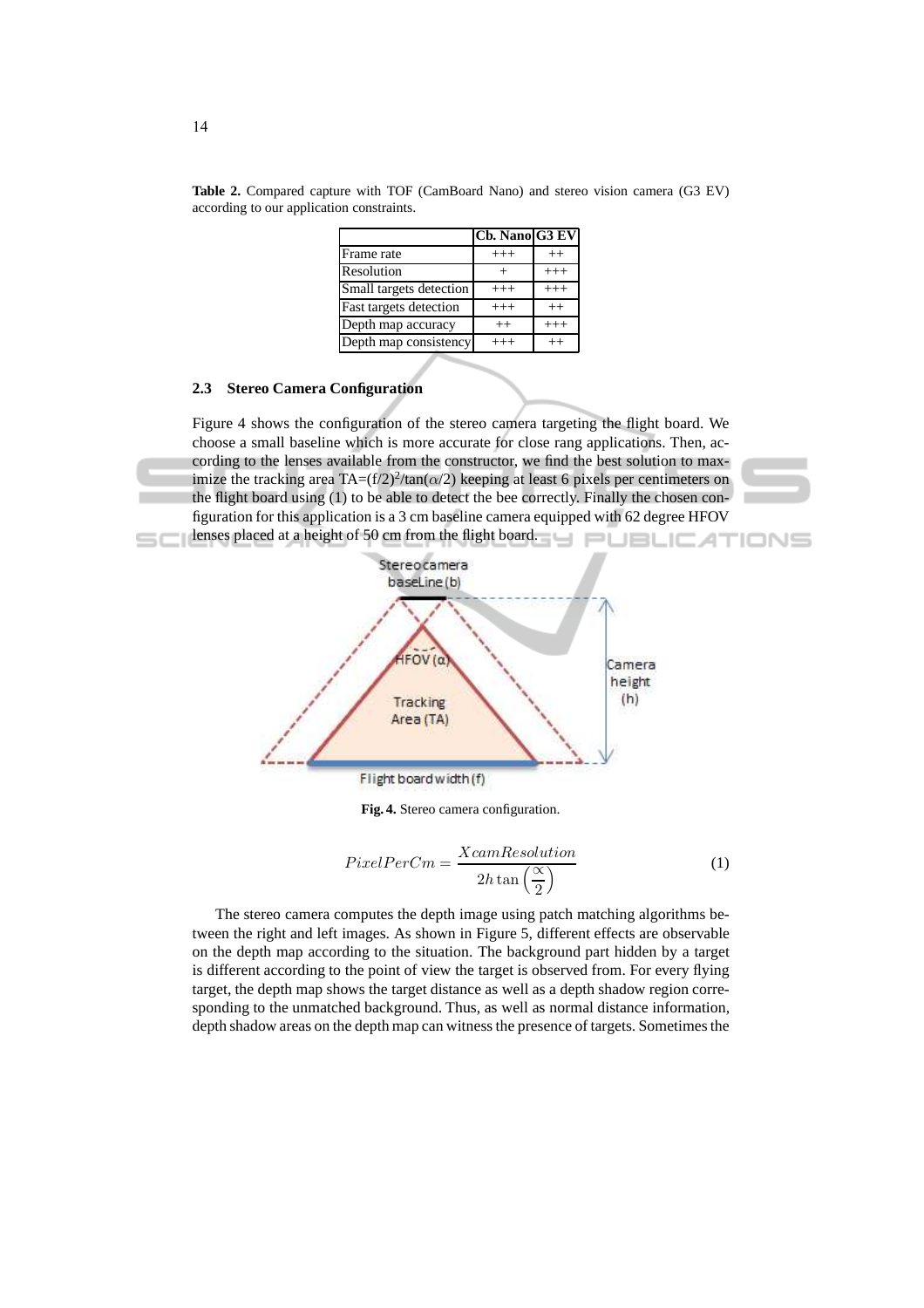**Table 2.** Compared capture with TOF (CamBoard Nano) and stereo vision camera (G3 EV) according to our application constraints.

| | Cb. Nano | G3 EV |
|---|---|---|
| Frame rate | +++ | ++ |
| Resolution | + | +++ |
| Small targets detection | +++ | +++ |
| Fast targets detection | +++ | ++ |
| Depth map accuracy | ++ | +++ |
| Depth map consistency | +++ | ++ |

### 2.3 Stereo Camera Configuration

Figure 4 shows the configuration of the stereo camera targeting the flight board. We choose a small baseline which is more accurate for close rang applications. Then, according to the lenses available from the constructor, we find the best solution to maximize the tracking area TA=$(f/2)^2/\tan(\alpha/2)$ keeping at least 6 pixels per centimeters on the flight board using (1) to be able to detect the bee correctly. Finally the chosen configuration for this application is a 3 cm baseline camera equipped with 62 degree HFOV lenses placed at a height of 50 cm from the flight board.

Stereo camera baseLine (b)

HFOV (α)

Tracking Area (TA)

Camera height (h)

Flight board width (f)

**Fig. 4.** Stereo camera configuration.

$$PixelPerCm = \frac{XcamResolution}{2h\tan\left(\frac{\propto}{2}\right)} \tag{1}$$

The stereo camera computes the depth image using patch matching algorithms between the right and left images. As shown in Figure 5, different effects are observable on the depth map according to the situation. The background part hidden by a target is different according to the point of view the target is observed from. For every flying target, the depth map shows the target distance as well as a depth shadow region corresponding to the unmatched background. Thus, as well as normal distance information, depth shadow areas on the depth map can witness the presence of targets. Sometimes the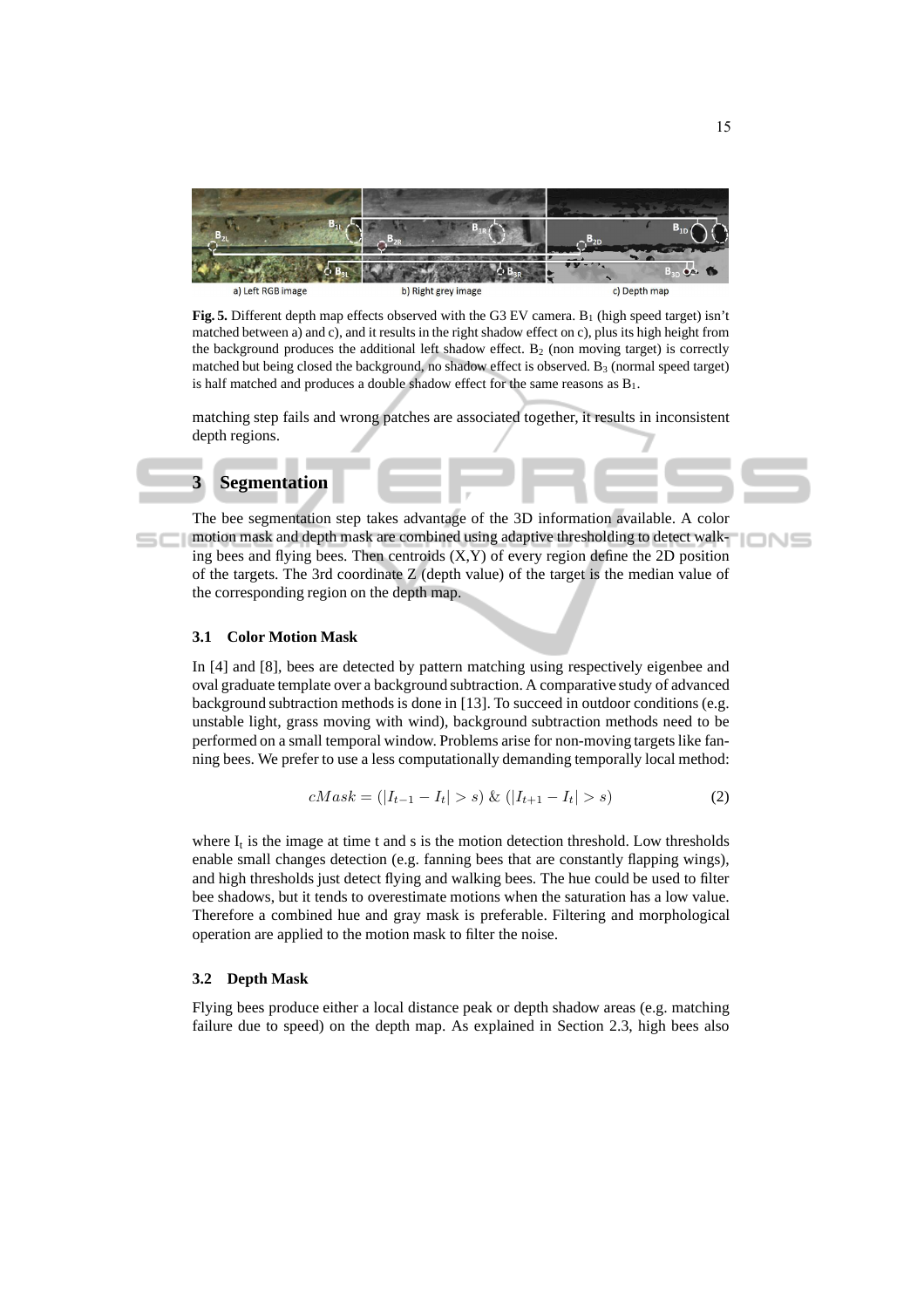**Fig. 5.** Different depth map effects observed with the G3 EV camera. $B_1$ (high speed target) isn't matched between a) and c), and it results in the right shadow effect on c), plus its high height from the background produces the additional left shadow effect. $B_2$ (non moving target) is correctly matched but being closed the background, no shadow effect is observed. $B_3$ (normal speed target) is half matched and produces a double shadow effect for the same reasons as $B_1$.

matching step fails and wrong patches are associated together, it results in inconsistent depth regions.

## 3 Segmentation

The bee segmentation step takes advantage of the 3D information available. A color motion mask and depth mask are combined using adaptive thresholding to detect walking bees and flying bees. Then centroids (X,Y) of every region define the 2D position of the targets. The 3rd coordinate Z (depth value) of the target is the median value of the corresponding region on the depth map.

### 3.1 Color Motion Mask

In [4] and [8], bees are detected by pattern matching using respectively eigenbee and oval graduate template over a background subtraction. A comparative study of advanced background subtraction methods is done in [13]. To succeed in outdoor conditions (e.g. unstable light, grass moving with wind), background subtraction methods need to be performed on a small temporal window. Problems arise for non-moving targets like fanning bees. We prefer to use a less computationally demanding temporally local method:

$$cMask = (|I_{t-1} - I_t| > s) \,\&\, (|I_{t+1} - I_t| > s) \tag{2}$$

where $I_t$ is the image at time t and s is the motion detection threshold. Low thresholds enable small changes detection (e.g. fanning bees that are constantly flapping wings), and high thresholds just detect flying and walking bees. The hue could be used to filter bee shadows, but it tends to overestimate motions when the saturation has a low value. Therefore a combined hue and gray mask is preferable. Filtering and morphological operation are applied to the motion mask to filter the noise.

### 3.2 Depth Mask

Flying bees produce either a local distance peak or depth shadow areas (e.g. matching failure due to speed) on the depth map. As explained in Section 2.3, high bees also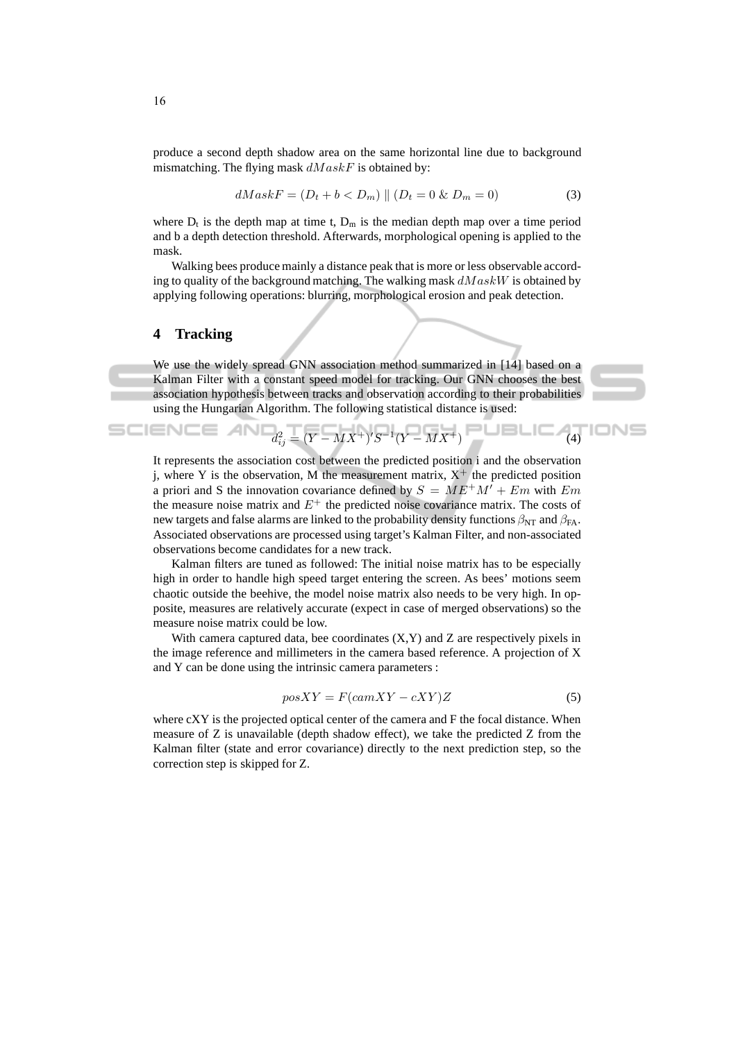produce a second depth shadow area on the same horizontal line due to background mismatching. The flying mask $dMaskF$ is obtained by:

$$dMaskF = (D_t + b < D_m) \,||\, (D_t = 0 \,\&\, D_m = 0) \tag{3}$$

where $D_t$ is the depth map at time t, $D_m$ is the median depth map over a time period and b a depth detection threshold. Afterwards, morphological opening is applied to the mask.

Walking bees produce mainly a distance peak that is more or less observable according to quality of the background matching. The walking mask $dMaskW$ is obtained by applying following operations: blurring, morphological erosion and peak detection.

## 4 Tracking

We use the widely spread GNN association method summarized in [14] based on a Kalman Filter with a constant speed model for tracking. Our GNN chooses the best association hypothesis between tracks and observation according to their probabilities using the Hungarian Algorithm. The following statistical distance is used:

$$d_{ij}^2 = (Y - MX^+)'S^{-1}(Y - MX^+) \tag{4}$$

It represents the association cost between the predicted position i and the observation j, where Y is the observation, M the measurement matrix, $X^+$ the predicted position a priori and S the innovation covariance defined by $S = ME^+M' + Em$ with $Em$ the measure noise matrix and $E^+$ the predicted noise covariance matrix. The costs of new targets and false alarms are linked to the probability density functions $\beta_{NT}$ and $\beta_{FA}$. Associated observations are processed using target's Kalman Filter, and non-associated observations become candidates for a new track.

Kalman filters are tuned as followed: The initial noise matrix has to be especially high in order to handle high speed target entering the screen. As bees' motions seem chaotic outside the beehive, the model noise matrix also needs to be very high. In opposite, measures are relatively accurate (expect in case of merged observations) so the measure noise matrix could be low.

With camera captured data, bee coordinates (X,Y) and Z are respectively pixels in the image reference and millimeters in the camera based reference. A projection of X and Y can be done using the intrinsic camera parameters :

$$posXY = F(camXY - cXY)Z \tag{5}$$

where cXY is the projected optical center of the camera and F the focal distance. When measure of Z is unavailable (depth shadow effect), we take the predicted Z from the Kalman filter (state and error covariance) directly to the next prediction step, so the correction step is skipped for Z.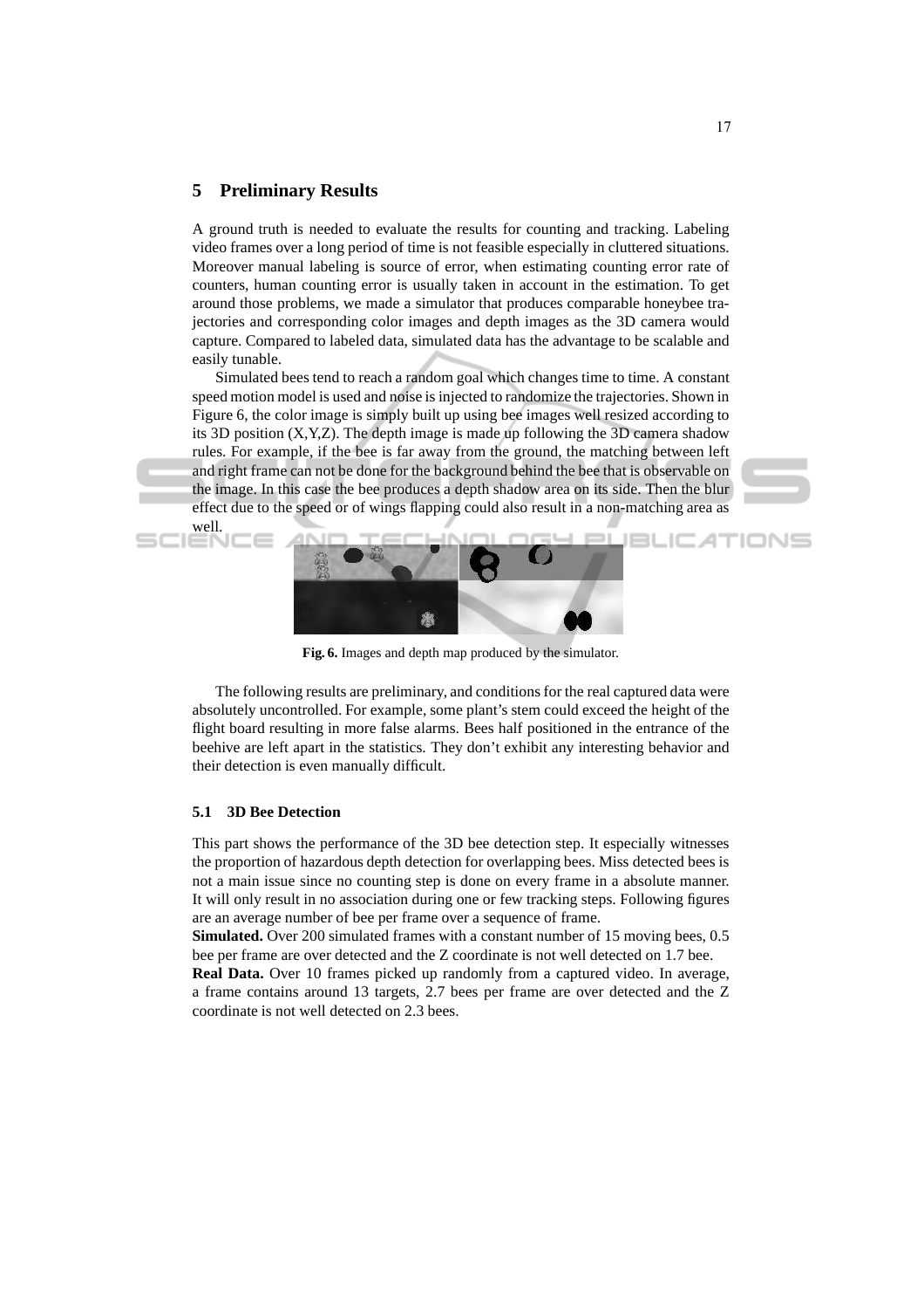## 5 Preliminary Results

A ground truth is needed to evaluate the results for counting and tracking. Labeling video frames over a long period of time is not feasible especially in cluttered situations. Moreover manual labeling is source of error, when estimating counting error rate of counters, human counting error is usually taken in account in the estimation. To get around those problems, we made a simulator that produces comparable honeybee trajectories and corresponding color images and depth images as the 3D camera would capture. Compared to labeled data, simulated data has the advantage to be scalable and easily tunable.

Simulated bees tend to reach a random goal which changes time to time. A constant speed motion model is used and noise is injected to randomize the trajectories. Shown in Figure 6, the color image is simply built up using bee images well resized according to its 3D position (X,Y,Z). The depth image is made up following the 3D camera shadow rules. For example, if the bee is far away from the ground, the matching between left and right frame can not be done for the background behind the bee that is observable on the image. In this case the bee produces a depth shadow area on its side. Then the blur effect due to the speed or of wings flapping could also result in a non-matching area as well.

**Fig. 6.** Images and depth map produced by the simulator.

The following results are preliminary, and conditions for the real captured data were absolutely uncontrolled. For example, some plant's stem could exceed the height of the flight board resulting in more false alarms. Bees half positioned in the entrance of the beehive are left apart in the statistics. They don't exhibit any interesting behavior and their detection is even manually difficult.

### 5.1 3D Bee Detection

This part shows the performance of the 3D bee detection step. It especially witnesses the proportion of hazardous depth detection for overlapping bees. Miss detected bees is not a main issue since no counting step is done on every frame in a absolute manner. It will only result in no association during one or few tracking steps. Following figures are an average number of bee per frame over a sequence of frame.

**Simulated.** Over 200 simulated frames with a constant number of 15 moving bees, 0.5 bee per frame are over detected and the Z coordinate is not well detected on 1.7 bee.

**Real Data.** Over 10 frames picked up randomly from a captured video. In average, a frame contains around 13 targets, 2.7 bees per frame are over detected and the Z coordinate is not well detected on 2.3 bees.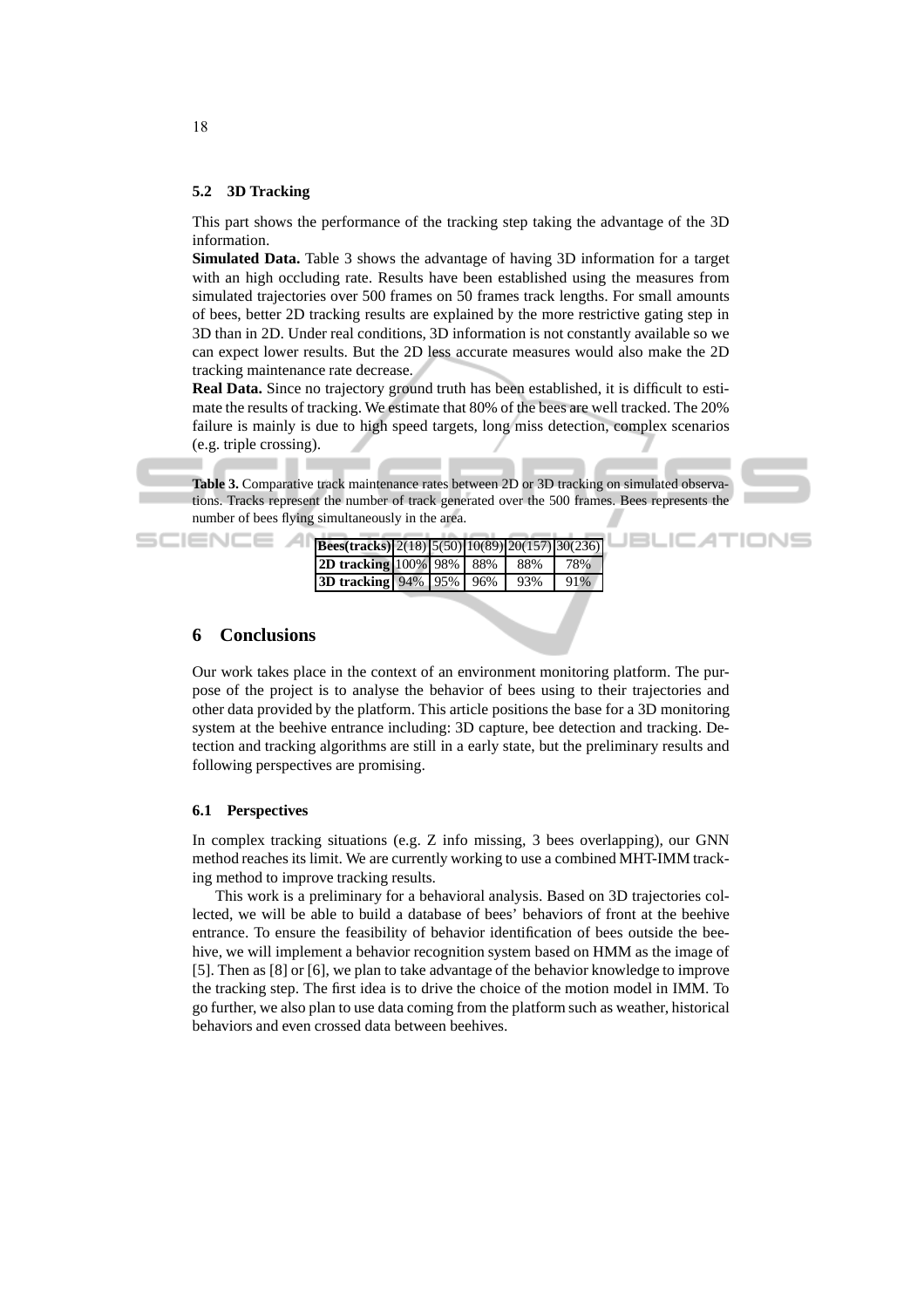### 5.2 3D Tracking

This part shows the performance of the tracking step taking the advantage of the 3D information.

**Simulated Data.** Table 3 shows the advantage of having 3D information for a target with an high occluding rate. Results have been established using the measures from simulated trajectories over 500 frames on 50 frames track lengths. For small amounts of bees, better 2D tracking results are explained by the more restrictive gating step in 3D than in 2D. Under real conditions, 3D information is not constantly available so we can expect lower results. But the 2D less accurate measures would also make the 2D tracking maintenance rate decrease.

**Real Data.** Since no trajectory ground truth has been established, it is difficult to estimate the results of tracking. We estimate that 80% of the bees are well tracked. The 20% failure is mainly is due to high speed targets, long miss detection, complex scenarios (e.g. triple crossing).

**Table 3.** Comparative track maintenance rates between 2D or 3D tracking on simulated observations. Tracks represent the number of track generated over the 500 frames. Bees represents the number of bees flying simultaneously in the area.

| **Bees(tracks)** | 2(18) | 5(50) | 10(89) | 20(157) | 30(236) |
|---|---|---|---|---|---|
| **2D tracking** | 100% | 98% | 88% | 88% | 78% |
| **3D tracking** | 94% | 95% | 96% | 93% | 91% |

## 6 Conclusions

Our work takes place in the context of an environment monitoring platform. The purpose of the project is to analyse the behavior of bees using to their trajectories and other data provided by the platform. This article positions the base for a 3D monitoring system at the beehive entrance including: 3D capture, bee detection and tracking. Detection and tracking algorithms are still in a early state, but the preliminary results and following perspectives are promising.

### 6.1 Perspectives

In complex tracking situations (e.g. Z info missing, 3 bees overlapping), our GNN method reaches its limit. We are currently working to use a combined MHT-IMM tracking method to improve tracking results.

This work is a preliminary for a behavioral analysis. Based on 3D trajectories collected, we will be able to build a database of bees' behaviors of front at the beehive entrance. To ensure the feasibility of behavior identification of bees outside the beehive, we will implement a behavior recognition system based on HMM as the image of [5]. Then as [8] or [6], we plan to take advantage of the behavior knowledge to improve the tracking step. The first idea is to drive the choice of the motion model in IMM. To go further, we also plan to use data coming from the platform such as weather, historical behaviors and even crossed data between beehives.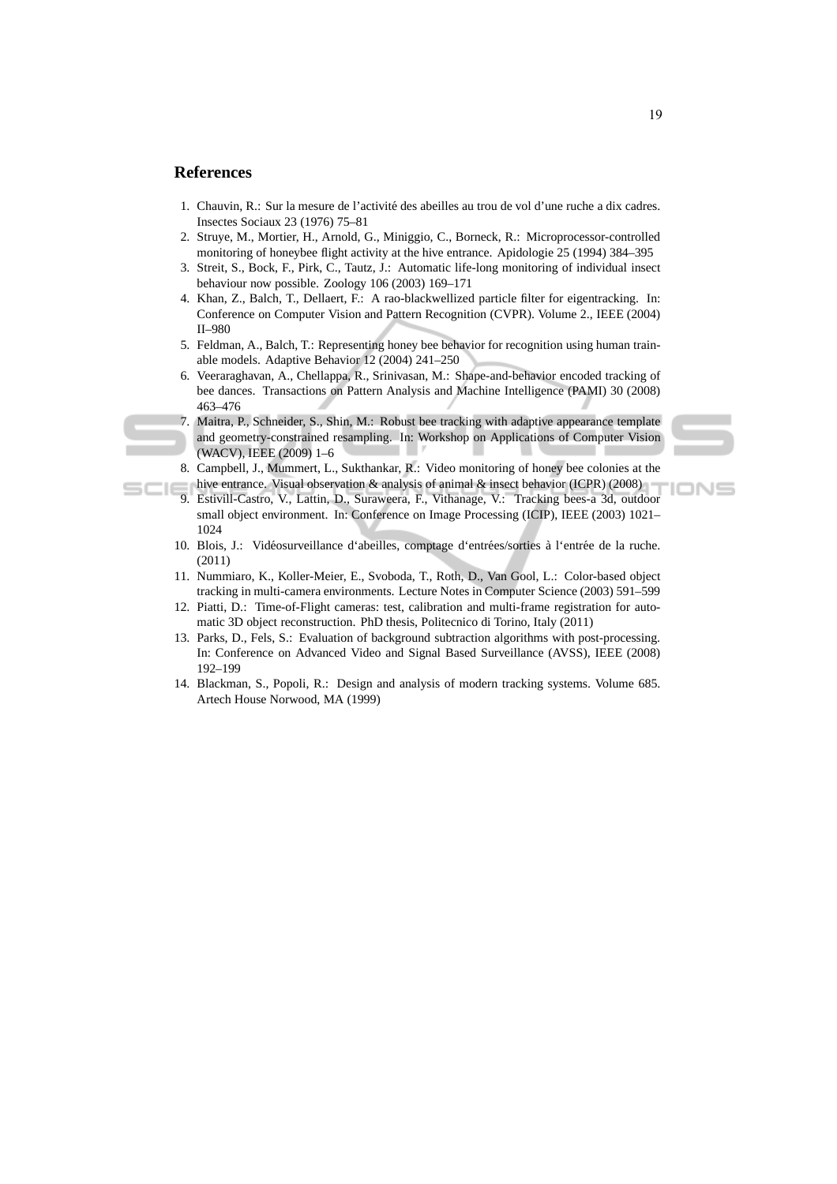## References

1. Chauvin, R.: Sur la mesure de l'activité des abeilles au trou de vol d'une ruche a dix cadres. Insectes Sociaux 23 (1976) 75–81
2. Struye, M., Mortier, H., Arnold, G., Miniggio, C., Borneck, R.: Microprocessor-controlled monitoring of honeybee flight activity at the hive entrance. Apidologie 25 (1994) 384–395
3. Streit, S., Bock, F., Pirk, C., Tautz, J.: Automatic life-long monitoring of individual insect behaviour now possible. Zoology 106 (2003) 169–171
4. Khan, Z., Balch, T., Dellaert, F.: A rao-blackwellized particle filter for eigentracking. In: Conference on Computer Vision and Pattern Recognition (CVPR). Volume 2., IEEE (2004) II–980
5. Feldman, A., Balch, T.: Representing honey bee behavior for recognition using human trainable models. Adaptive Behavior 12 (2004) 241–250
6. Veeraraghavan, A., Chellappa, R., Srinivasan, M.: Shape-and-behavior encoded tracking of bee dances. Transactions on Pattern Analysis and Machine Intelligence (PAMI) 30 (2008) 463–476
7. Maitra, P., Schneider, S., Shin, M.: Robust bee tracking with adaptive appearance template and geometry-constrained resampling. In: Workshop on Applications of Computer Vision (WACV), IEEE (2009) 1–6
8. Campbell, J., Mummert, L., Sukthankar, R.: Video monitoring of honey bee colonies at the hive entrance. Visual observation & analysis of animal & insect behavior (ICPR) (2008)
9. Estivill-Castro, V., Lattin, D., Suraweera, F., Vithanage, V.: Tracking bees-a 3d, outdoor small object environment. In: Conference on Image Processing (ICIP), IEEE (2003) 1021–1024
10. Blois, J.: Vidéosurveillance d'abeilles, comptage d'entrées/sorties à l'entrée de la ruche. (2011)
11. Nummiaro, K., Koller-Meier, E., Svoboda, T., Roth, D., Van Gool, L.: Color-based object tracking in multi-camera environments. Lecture Notes in Computer Science (2003) 591–599
12. Piatti, D.: Time-of-Flight cameras: test, calibration and multi-frame registration for automatic 3D object reconstruction. PhD thesis, Politecnico di Torino, Italy (2011)
13. Parks, D., Fels, S.: Evaluation of background subtraction algorithms with post-processing. In: Conference on Advanced Video and Signal Based Surveillance (AVSS), IEEE (2008) 192–199
14. Blackman, S., Popoli, R.: Design and analysis of modern tracking systems. Volume 685. Artech House Norwood, MA (1999)